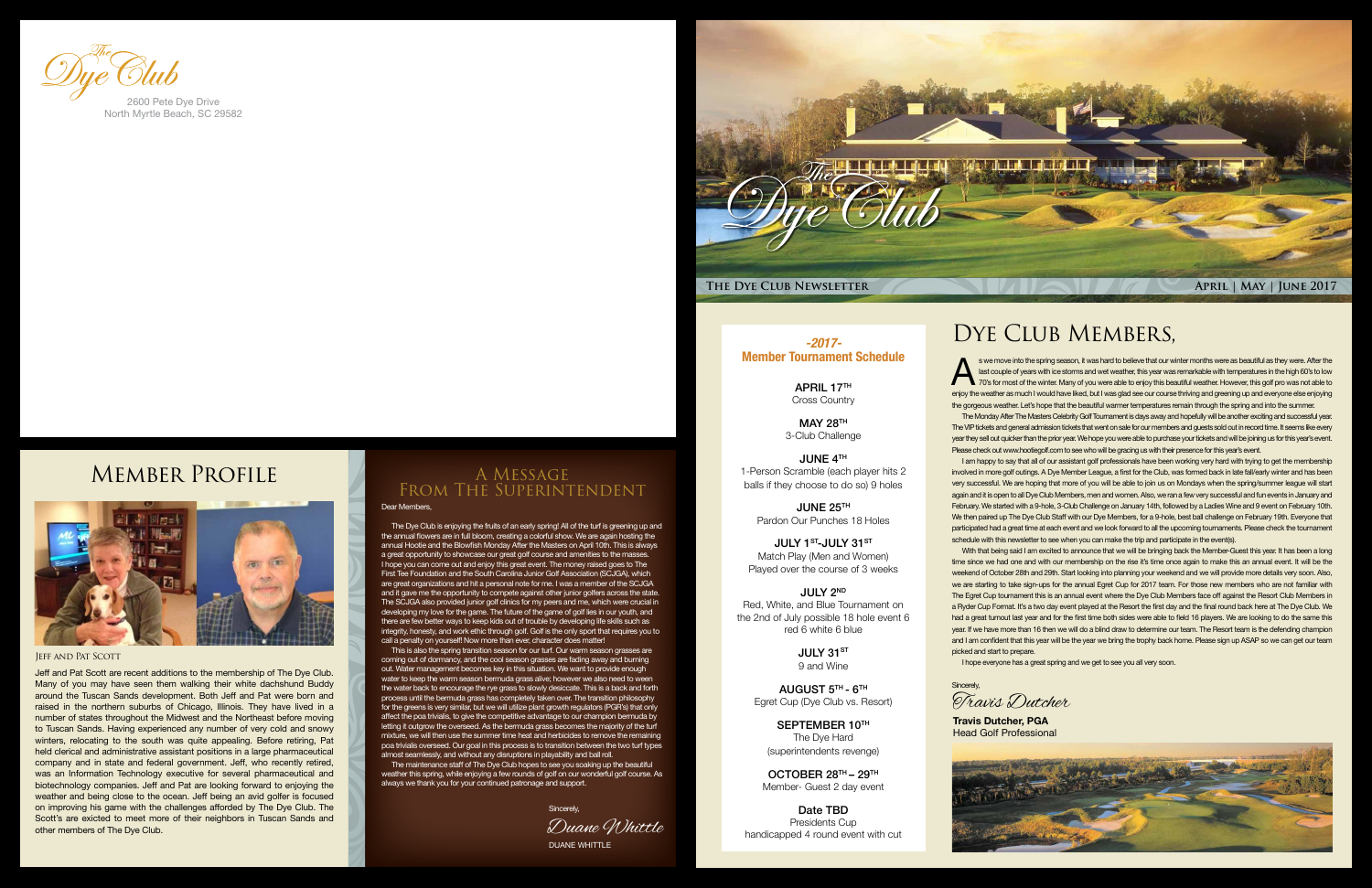The Dye Club

2600 Pete Dye Drive
North Myrtle Beach, SC 29582

The Dye Club

The Dye Club Newsletter — April | May | June 2017

# Dye Club Members,

As we move into the spring season, it was hard to believe that our winter months were as beautiful as they were. After the last couple of years with ice storms and wet weather, this year was remarkable with temperatures in the high 60's to low 70's for most of the winter. Many of you were able to enjoy this beautiful weather. However, this golf pro was not able to enjoy the weather as much I would have liked, but I was glad see our course thriving and greening up and everyone else enjoying the gorgeous weather. Let's hope that the beautiful warmer temperatures remain through the spring and into the summer.

The Monday After The Masters Celebrity Golf Tournament is days away and hopefully will be another exciting and successful year. The VIP tickets and general admission tickets that went on sale for our members and guests sold out in record time. It seems like every year they sell out quicker than the prior year. We hope you were able to purchase your tickets and will be joining us for this year's event. Please check out www.hootiegolf.com to see who will be gracing us with their presence for this year's event.

I am happy to say that all of our assistant golf professionals have been working very hard with trying to get the membership involved in more golf outings. A Dye Member League, a first for the Club, was formed back in late fall/early winter and has been very successful. We are hoping that more of you will be able to join us on Mondays when the spring/summer league will start again and it is open to all Dye Club Members, men and women. Also, we ran a few very successful and fun events in January and February. We started with a 9-hole, 3-Club Challenge on January 14th, followed by a Ladies Wine and 9 event on February 10th. We then paired up The Dye Club Staff with our Dye Members, for a 9-hole, best ball challenge on February 19th. Everyone that participated had a great time at each event and we look forward to all the upcoming tournaments. Please check the tournament schedule with this newsletter to see when you can make the trip and participate in the event(s).

With that being said I am excited to announce that we will be bringing back the Member-Guest this year. It has been a long time since we had one and with our membership on the rise it's time once again to make this an annual event. It will be the weekend of October 28th and 29th. Start looking into planning your weekend and we will provide more details very soon. Also, we are starting to take sign-ups for the annual Egret Cup for 2017 team. For those new members who are not familiar with The Egret Cup tournament this is an annual event where the Dye Club Members face off against the Resort Club Members in a Ryder Cup Format. It's a two day event played at the Resort the first day and the final round back here at The Dye Club. We had a great turnout last year and for the first time both sides were able to field 16 players. We are looking to do the same this year. If we have more than 16 then we will do a blind draw to determine our team. The Resort team is the defending champion and I am confident that this year will be the year we bring the trophy back home. Please sign up ASAP so we can get our team picked and start to prepare.

I hope everyone has a great spring and we get to see you all very soon.

Sincerely,

*Travis Dutcher*

**Travis Dutcher, PGA**
Head Golf Professional

## -2017- Member Tournament Schedule

**APRIL 17TH**
Cross Country

**MAY 28TH**
3-Club Challenge

**JUNE 4TH**
1-Person Scramble (each player hits 2 balls if they choose to do so) 9 holes

**JUNE 25TH**
Pardon Our Punches 18 Holes

**JULY 1ST-JULY 31ST**
Match Play (Men and Women)
Played over the course of 3 weeks

**JULY 2ND**
Red, White, and Blue Tournament on the 2nd of July possible 18 hole event 6 red 6 white 6 blue

**JULY 31ST**
9 and Wine

**AUGUST 5TH - 6TH**
Egret Cup (Dye Club vs. Resort)

**SEPTEMBER 10TH**
The Dye Hard
(superintendents revenge)

**OCTOBER 28TH – 29TH**
Member- Guest 2 day event

**Date TBD**
Presidents Cup
handicapped 4 round event with cut

# Member Profile

Jeff and Pat Scott

Jeff and Pat Scott are recent additions to the membership of The Dye Club. Many of you may have seen them walking their white dachshund Buddy around the Tuscan Sands development. Both Jeff and Pat were born and raised in the northern suburbs of Chicago, Illinois. They have lived in a number of states throughout the Midwest and the Northeast before moving to Tuscan Sands. Having experienced any number of very cold and snowy winters, relocating to the south was quite appealing. Before retiring, Pat held clerical and administrative assistant positions in a large pharmaceutical company and in state and federal government. Jeff, who recently retired, was an Information Technology executive for several pharmaceutical and biotechnology companies. Jeff and Pat are looking forward to enjoying the weather and being close to the ocean. Jeff being an avid golfer is focused on improving his game with the challenges afforded by The Dye Club. The Scott's are excited to meet more of their neighbors in Tuscan Sands and other members of The Dye Club.

# A Message From the Superintendent

Dear Members,

The Dye Club is enjoying the fruits of an early spring! All of the turf is greening up and the annual flowers are in full bloom, creating a colorful show. We are again hosting the annual Hootie and the Blowfish Monday After the Masters on April 10th. This is always a great opportunity to showcase our great golf course and amenities to the masses. I hope you can come out and enjoy this great event. The money raised goes to The First Tee Foundation and the South Carolina Junior Golf Association (SCJGA), which are great organizations and hit a personal note for me. I was a member of the SCJGA and it gave me the opportunity to compete against other junior golfers across the state. The SCJGA also provided junior golf clinics for my peers and me, which were crucial in developing my love for the game. The future of the game of golf lies in our youth, and there are few better ways to keep kids out of trouble by developing life skills such as integrity, honesty, and work ethic through golf. Golf is the only sport that requires you to call a penalty on yourself! Now more than ever, character does matter!

This is also the spring transition season for our turf. Our warm season grasses are coming out of dormancy, and the cool season grasses are fading away and burning out. Water management becomes key in this situation. We want to provide enough water to keep the warm season bermuda grass alive; however we also need to ween the water back to encourage the rye grass to slowly desiccate. This is a back and forth process until the bermuda grass has completely taken over. The transition philosophy for the greens is very similar, but we will utilize plant growth regulators (PGR's) that only affect the poa trivialis, to give the competitive advantage to our champion bermuda by letting it outgrow the overseed. As the bermuda grass becomes the majority of the turf mixture, we will then use the summer time heat and herbicides to remove the remaining poa trivialis overseed. Our goal in this process is to transition between the two turf types almost seamlessly, and without any disruptions in playability and ball roll.

The maintenance staff of The Dye Club hopes to see you soaking up the beautiful weather this spring, while enjoying a few rounds of golf on our wonderful golf course. As always we thank you for your continued patronage and support.

Sincerely,

*Duane Whittle*

DUANE WHITTLE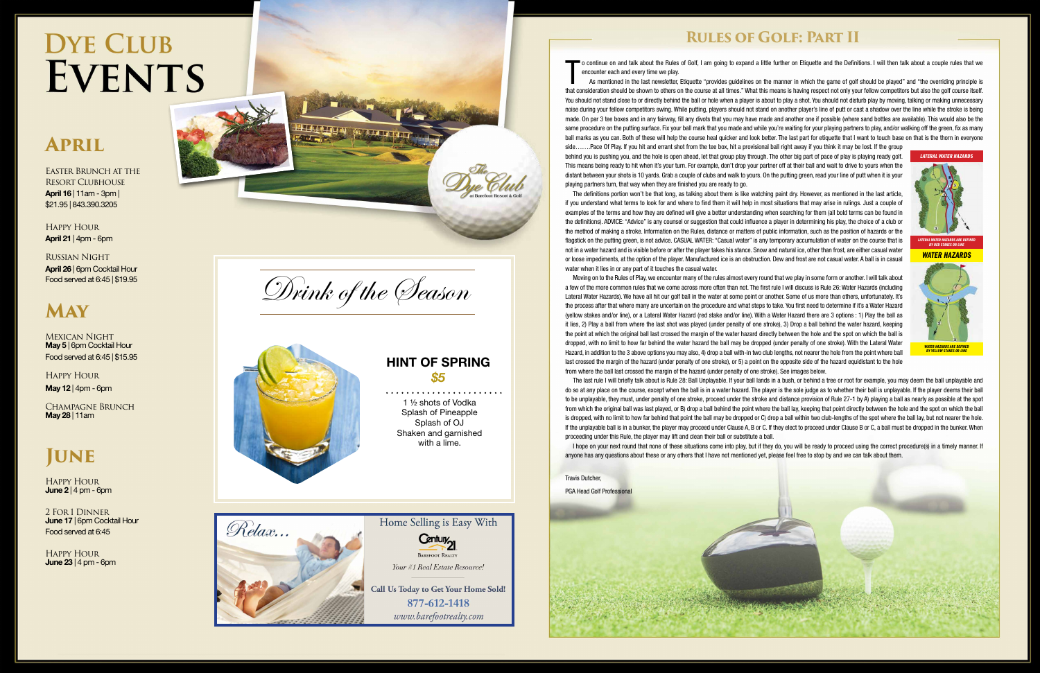# Dye Club Events

## April

Easter Brunch at the Resort Clubhouse
**April 16** | 11am - 3pm | $21.95 | 843.390.3205

Happy Hour
**April 21** | 4pm - 6pm

Russian Night
**April 26** | 6pm Cocktail Hour
Food served at 6:45 | $19.95

## May

Mexican Night
**May 5** | 6pm Cocktail Hour
Food served at 6:45 | $15.95

Happy Hour
**May 12** | 4pm - 6pm

Champagne Brunch
**May 28** | 11am

## June

Happy Hour
**June 2** | 4 pm - 6pm

2 for 1 Dinner
**June 17** | 6pm Cocktail Hour
Food served at 6:45

Happy Hour
**June 23** | 4 pm - 6pm

The Dye Club at Barefoot Resort & Golf

## Drink of the Season

**HINT OF SPRING**
***$5***

1 ½ shots of Vodka
Splash of Pineapple
Splash of OJ
Shaken and garnished with a lime.

*Relax...*

Home Selling is Easy With
Century 21
Barefoot Realty
*Your #1 Real Estate Resource!*
**Call Us Today to Get Your Home Sold!**
877-612-1418
*www.barefootrealty.com*

## Rules of Golf: Part II

To continue on and talk about the Rules of Golf, I am going to expand a little further on Etiquette and the Definitions. I will then talk about a couple rules that we encounter each and every time we play.

As mentioned in the last newsletter, Etiquette "provides guidelines on the manner in which the game of golf should be played" and "the overriding principle is that consideration should be shown to others on the course at all times." What this means is having respect not only your fellow competitors but also the golf course itself. You should not stand close to or directly behind the ball or hole when a player is about to play a stroke. You should not disturb play by moving, talking or making unnecessary noise during your fellow competitors swing. While putting, players should not stand on another player's line of putt or cast a shadow over the line while the stroke is being made. On par 3 tee boxes and in any fairway, fill any divots that you may have made and another one if possible (where sand bottles are available). This would also be the same procedure on the putting surface. Fix your ball mark that you made and while you're waiting for your playing partners to play, and/or walking off the green, fix as many ball marks as you can. Both of these will help the course heal quicker and look better. The last part for etiquette that I want to touch base on that is the thorn in everyone side…….Pace Of Play. If you hit and errant shot from the tee box, hit a provisional ball right away if you think it may be lost. If the group behind you is pushing you, and the hole is open ahead, let that group play through. The other big part of pace of play is playing ready golf. This means being ready to hit when it's your turn. For example, don't drop your partner off at their ball and wait to drive to yours when the distant between your shots is 10 yards. Grab a couple of clubs and walk to yours. On the putting green, read your line of putt when it is your playing partners turn, that way when they are finished you are ready to go.

The definitions portion won't be that long, as talking about them is like watching paint dry. However, as mentioned in the last article, if you understand what terms to look for and where to find them it will help in most situations that may arise in rulings. Just a couple of examples of the terms and how they are defined will give a better understanding when searching for them (all bold terms can be found in the definitions). ADVICE: "Advice" is any counsel or suggestion that could influence a player in determining his play, the choice of a club or the method of making a stroke. Information on the Rules, distance or matters of public information, such as the position of hazards or the flagstick on the putting green, is not advice. CASUAL WATER: "Casual water" is any temporary accumulation of water on the course that is not in a water hazard and is visible before or after the player takes his stance. Snow and natural ice, other than frost, are either casual water or loose impediments, at the option of the player. Manufactured ice is an obstruction. Dew and frost are not casual water. A ball is in casual water when it lies in or any part of it touches the casual water.

Moving on to the Rules of Play, we encounter many of the rules almost every round that we play in some form or another. I will talk about a few of the more common rules that we come across more often than not. The first rule I will discuss is Rule 26: Water Hazards (including Lateral Water Hazards). We have all hit our golf ball in the water at some point or another. Some of us more than others, unfortunately. It's the process after that where many are uncertain on the procedure and what steps to take. You first need to determine if it's a Water Hazard (yellow stakes and/or line), or a Lateral Water Hazard (red stake and/or line). With a Water Hazard there are 3 options : 1) Play the ball as it lies, 2) Play a ball from where the last shot was played (under penalty of one stroke), 3) Drop a ball behind the water hazard, keeping the point at which the original ball last crossed the margin of the water hazard directly between the hole and the spot on which the ball is dropped, with no limit to how far behind the water hazard the ball may be dropped (under penalty of one stroke). With the Lateral Water Hazard, in addition to the 3 above options you may also, 4) drop a ball with-in two club lengths, not nearer the hole from the point where ball last crossed the margin of the hazard (under penalty of one stroke), or 5) a point on the opposite side of the hazard equidistant to the hole from where the ball last crossed the margin of the hazard (under penalty of one stroke). See images below.

LATERAL WATER HAZARDS
LATERAL WATER HAZARDS ARE DEFINED BY RED STAKES OR LINE

WATER HAZARDS
WATER HAZARDS ARE DEFINED BY YELLOW STAKES OR LINE

The last rule I will briefly talk about is Rule 28: Ball Unplayable. If your ball lands in a bush, or behind a tree or root for example, you may deem the ball unplayable and do so at any place on the course, except when the ball is in a water hazard. The player is the sole judge as to whether their ball is unplayable. If the player deems their ball to be unplayable, they must, under penalty of one stroke, proceed under the stroke and distance provision of Rule 27-1 by A) playing a ball as nearly as possible at the spot from which the original ball was last played, or B) drop a ball behind the point where the ball lay, keeping that point directly between the hole and the spot on which the ball is dropped, with no limit to how far behind that point the ball may be dropped or C) drop a ball within two club-lengths of the spot where the ball lay, but not nearer the hole. If the unplayable ball is in a bunker, the player may proceed under Clause A, B or C. If they elect to proceed under Clause B or C, a ball must be dropped in the bunker. When proceeding under this Rule, the player may lift and clean their ball or substitute a ball.

I hope on your next round that none of these situations come into play, but if they do, you will be ready to proceed using the correct procedure(s) in a timely manner. If anyone has any questions about these or any others that I have not mentioned yet, please feel free to stop by and we can talk about them.

Travis Dutcher,

PGA Head Golf Professional